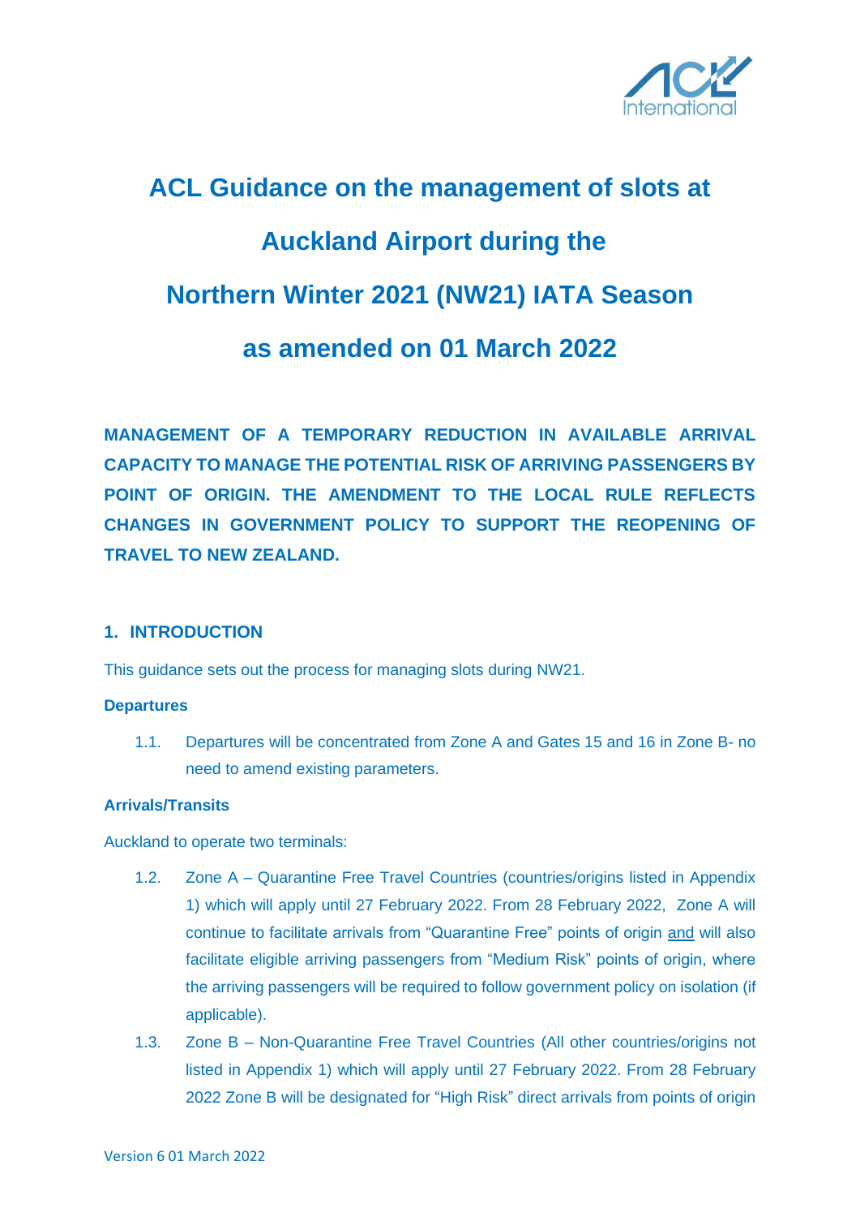# ACL Guidance on the management of slots at Auckland Airport during the Northern Winter 2021 (NW21) IATA Season as amended on 01 March 2022

**MANAGEMENT OF A TEMPORARY REDUCTION IN AVAILABLE ARRIVAL CAPACITY TO MANAGE THE POTENTIAL RISK OF ARRIVING PASSENGERS BY POINT OF ORIGIN. THE AMENDMENT TO THE LOCAL RULE REFLECTS CHANGES IN GOVERNMENT POLICY TO SUPPORT THE REOPENING OF TRAVEL TO NEW ZEALAND.**

## 1. INTRODUCTION

This guidance sets out the process for managing slots during NW21.

### Departures

1.1. Departures will be concentrated from Zone A and Gates 15 and 16 in Zone B- no need to amend existing parameters.

### Arrivals/Transits

Auckland to operate two terminals:

1.2. Zone A – Quarantine Free Travel Countries (countries/origins listed in Appendix 1) which will apply until 27 February 2022. From 28 February 2022, Zone A will continue to facilitate arrivals from "Quarantine Free" points of origin and will also facilitate eligible arriving passengers from "Medium Risk" points of origin, where the arriving passengers will be required to follow government policy on isolation (if applicable).

1.3. Zone B – Non-Quarantine Free Travel Countries (All other countries/origins not listed in Appendix 1) which will apply until 27 February 2022. From 28 February 2022 Zone B will be designated for "High Risk" direct arrivals from points of origin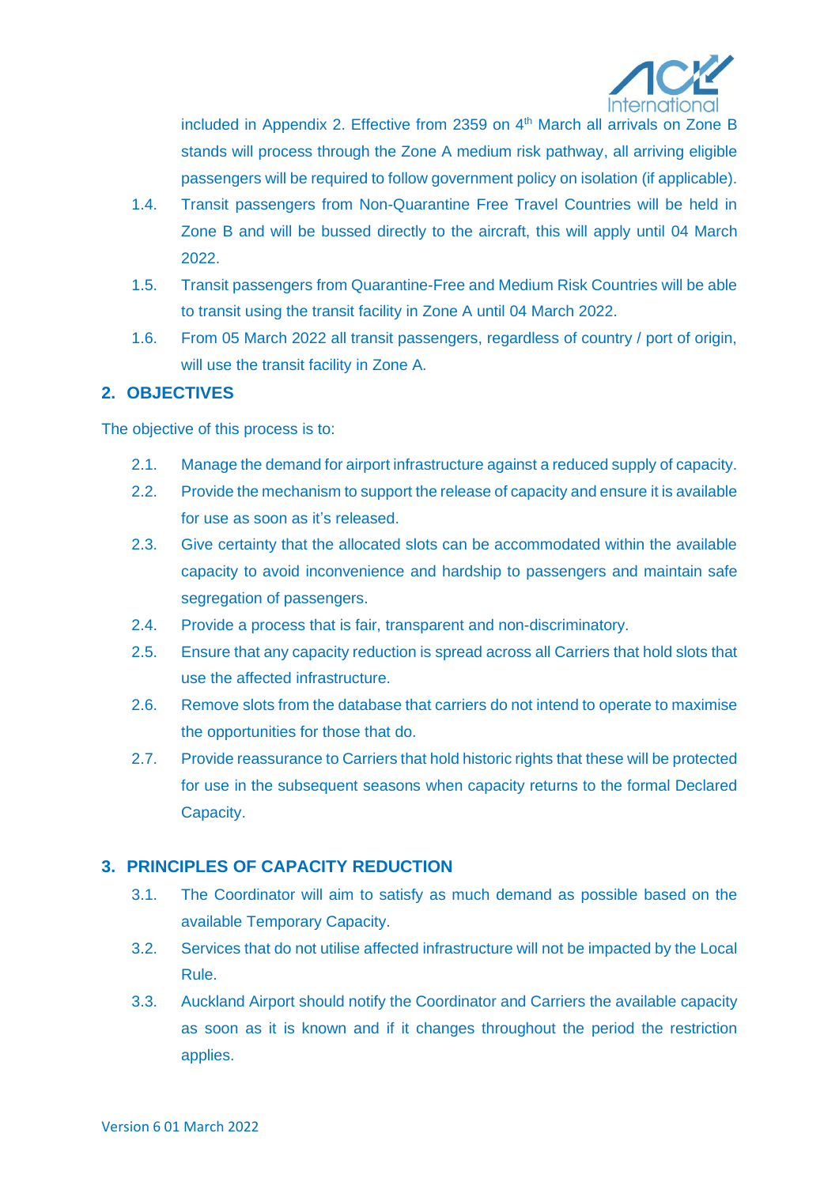included in Appendix 2. Effective from 2359 on 4th March all arrivals on Zone B stands will process through the Zone A medium risk pathway, all arriving eligible passengers will be required to follow government policy on isolation (if applicable).

1.4. Transit passengers from Non-Quarantine Free Travel Countries will be held in Zone B and will be bussed directly to the aircraft, this will apply until 04 March 2022.

1.5. Transit passengers from Quarantine-Free and Medium Risk Countries will be able to transit using the transit facility in Zone A until 04 March 2022.

1.6. From 05 March 2022 all transit passengers, regardless of country / port of origin, will use the transit facility in Zone A.

## 2. OBJECTIVES

The objective of this process is to:

2.1. Manage the demand for airport infrastructure against a reduced supply of capacity.

2.2. Provide the mechanism to support the release of capacity and ensure it is available for use as soon as it's released.

2.3. Give certainty that the allocated slots can be accommodated within the available capacity to avoid inconvenience and hardship to passengers and maintain safe segregation of passengers.

2.4. Provide a process that is fair, transparent and non-discriminatory.

2.5. Ensure that any capacity reduction is spread across all Carriers that hold slots that use the affected infrastructure.

2.6. Remove slots from the database that carriers do not intend to operate to maximise the opportunities for those that do.

2.7. Provide reassurance to Carriers that hold historic rights that these will be protected for use in the subsequent seasons when capacity returns to the formal Declared Capacity.

## 3. PRINCIPLES OF CAPACITY REDUCTION

3.1. The Coordinator will aim to satisfy as much demand as possible based on the available Temporary Capacity.

3.2. Services that do not utilise affected infrastructure will not be impacted by the Local Rule.

3.3. Auckland Airport should notify the Coordinator and Carriers the available capacity as soon as it is known and if it changes throughout the period the restriction applies.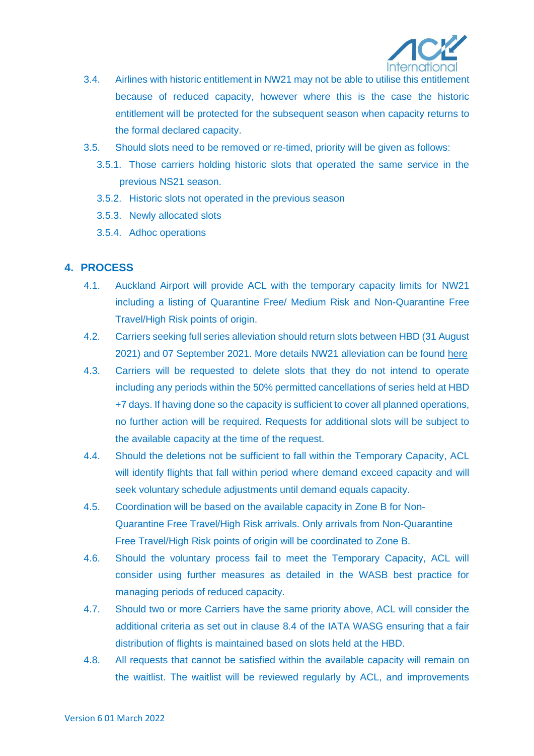3.4. Airlines with historic entitlement in NW21 may not be able to utilise this entitlement because of reduced capacity, however where this is the case the historic entitlement will be protected for the subsequent season when capacity returns to the formal declared capacity.

3.5. Should slots need to be removed or re-timed, priority will be given as follows:

- 3.5.1. Those carriers holding historic slots that operated the same service in the previous NS21 season.
- 3.5.2. Historic slots not operated in the previous season
- 3.5.3. Newly allocated slots
- 3.5.4. Adhoc operations

## 4. PROCESS

4.1. Auckland Airport will provide ACL with the temporary capacity limits for NW21 including a listing of Quarantine Free/ Medium Risk and Non-Quarantine Free Travel/High Risk points of origin.

4.2. Carriers seeking full series alleviation should return slots between HBD (31 August 2021) and 07 September 2021. More details NW21 alleviation can be found here

4.3. Carriers will be requested to delete slots that they do not intend to operate including any periods within the 50% permitted cancellations of series held at HBD +7 days. If having done so the capacity is sufficient to cover all planned operations, no further action will be required. Requests for additional slots will be subject to the available capacity at the time of the request.

4.4. Should the deletions not be sufficient to fall within the Temporary Capacity, ACL will identify flights that fall within period where demand exceed capacity and will seek voluntary schedule adjustments until demand equals capacity.

4.5. Coordination will be based on the available capacity in Zone B for Non-Quarantine Free Travel/High Risk arrivals. Only arrivals from Non-Quarantine Free Travel/High Risk points of origin will be coordinated to Zone B.

4.6. Should the voluntary process fail to meet the Temporary Capacity, ACL will consider using further measures as detailed in the WASB best practice for managing periods of reduced capacity.

4.7. Should two or more Carriers have the same priority above, ACL will consider the additional criteria as set out in clause 8.4 of the IATA WASG ensuring that a fair distribution of flights is maintained based on slots held at the HBD.

4.8. All requests that cannot be satisfied within the available capacity will remain on the waitlist. The waitlist will be reviewed regularly by ACL, and improvements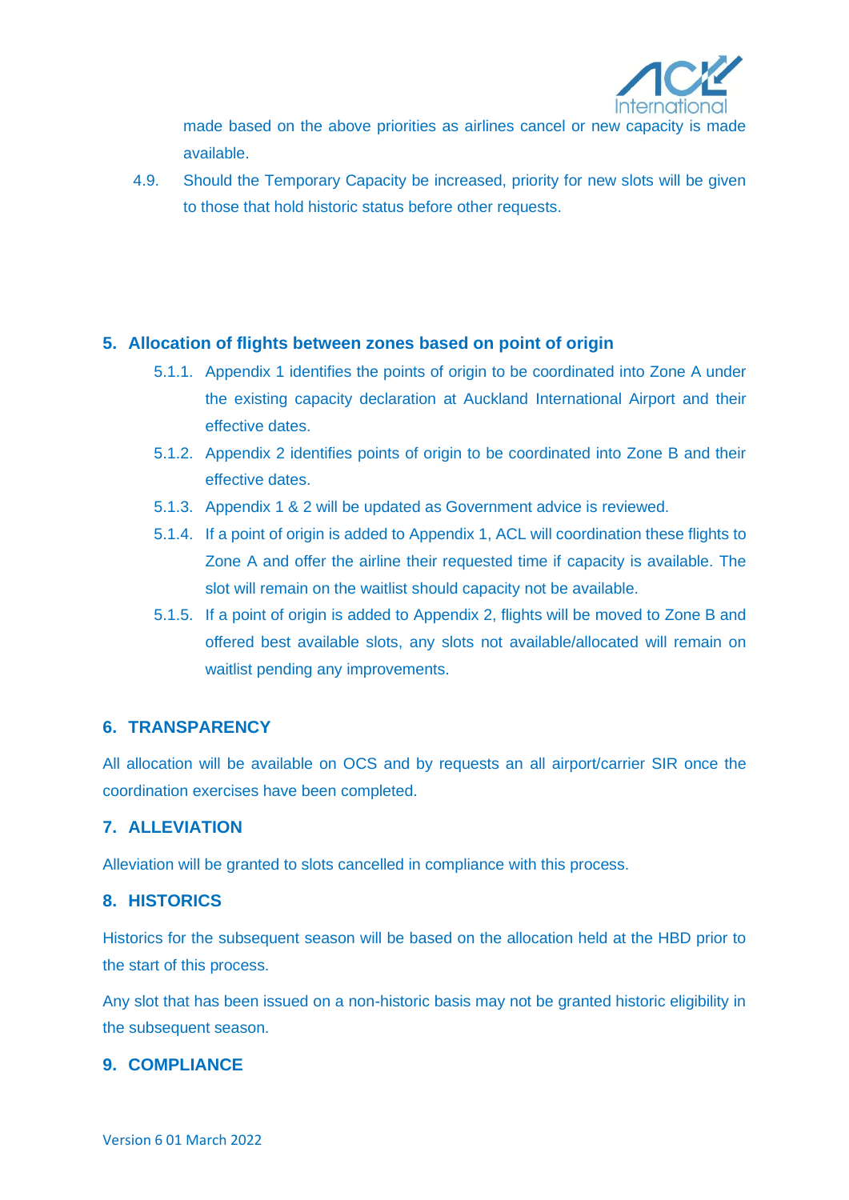made based on the above priorities as airlines cancel or new capacity is made available.

4.9. Should the Temporary Capacity be increased, priority for new slots will be given to those that hold historic status before other requests.

## 5. Allocation of flights between zones based on point of origin

5.1.1. Appendix 1 identifies the points of origin to be coordinated into Zone A under the existing capacity declaration at Auckland International Airport and their effective dates.

5.1.2. Appendix 2 identifies points of origin to be coordinated into Zone B and their effective dates.

5.1.3. Appendix 1 & 2 will be updated as Government advice is reviewed.

5.1.4. If a point of origin is added to Appendix 1, ACL will coordination these flights to Zone A and offer the airline their requested time if capacity is available. The slot will remain on the waitlist should capacity not be available.

5.1.5. If a point of origin is added to Appendix 2, flights will be moved to Zone B and offered best available slots, any slots not available/allocated will remain on waitlist pending any improvements.

## 6. TRANSPARENCY

All allocation will be available on OCS and by requests an all airport/carrier SIR once the coordination exercises have been completed.

## 7. ALLEVIATION

Alleviation will be granted to slots cancelled in compliance with this process.

## 8. HISTORICS

Historics for the subsequent season will be based on the allocation held at the HBD prior to the start of this process.

Any slot that has been issued on a non-historic basis may not be granted historic eligibility in the subsequent season.

## 9. COMPLIANCE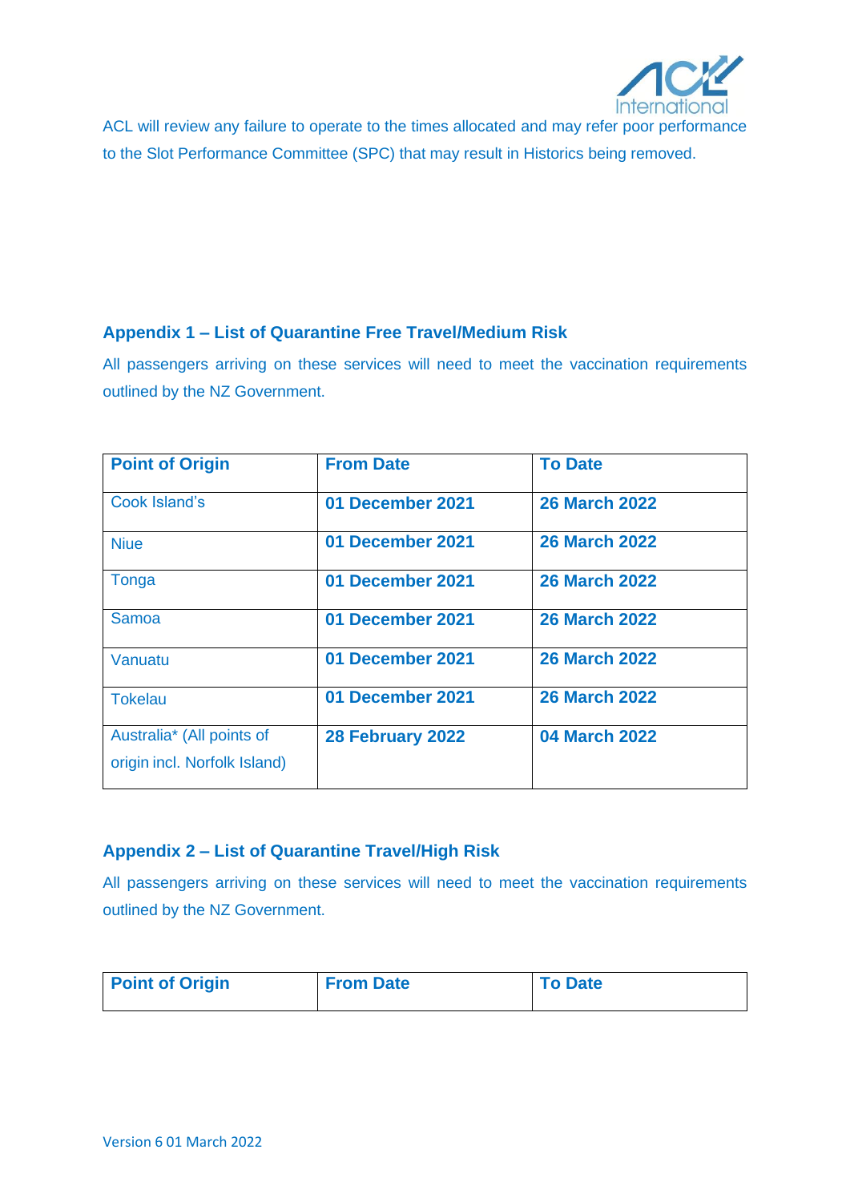ACL will review any failure to operate to the times allocated and may refer poor performance to the Slot Performance Committee (SPC) that may result in Historics being removed.

## Appendix 1 – List of Quarantine Free Travel/Medium Risk

All passengers arriving on these services will need to meet the vaccination requirements outlined by the NZ Government.

| Point of Origin | From Date | To Date |
|---|---|---|
| Cook Island's | **01 December 2021** | **26 March 2022** |
| Niue | **01 December 2021** | **26 March 2022** |
| Tonga | **01 December 2021** | **26 March 2022** |
| Samoa | **01 December 2021** | **26 March 2022** |
| Vanuatu | **01 December 2021** | **26 March 2022** |
| Tokelau | **01 December 2021** | **26 March 2022** |
| Australia* (All points of origin incl. Norfolk Island) | **28 February 2022** | **04 March 2022** |

## Appendix 2 – List of Quarantine Travel/High Risk

All passengers arriving on these services will need to meet the vaccination requirements outlined by the NZ Government.

| Point of Origin | From Date | To Date |
|---|---|---|

Version 6 01 March 2022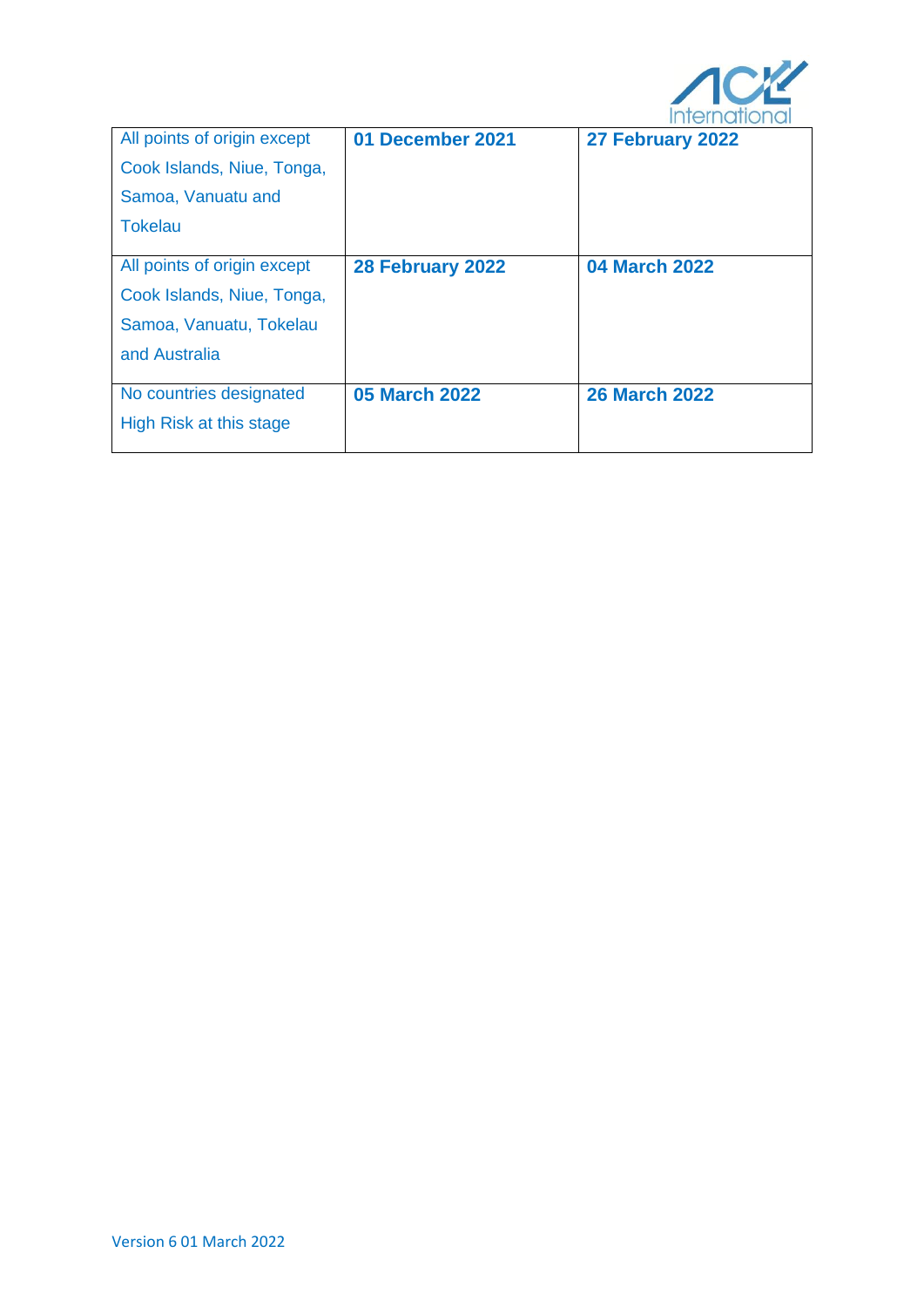| | | |
|---|---|---|
| All points of origin except Cook Islands, Niue, Tonga, Samoa, Vanuatu and Tokelau | **01 December 2021** | **27 February 2022** |
| All points of origin except Cook Islands, Niue, Tonga, Samoa, Vanuatu, Tokelau and Australia | **28 February 2022** | **04 March 2022** |
| No countries designated High Risk at this stage | **05 March 2022** | **26 March 2022** |